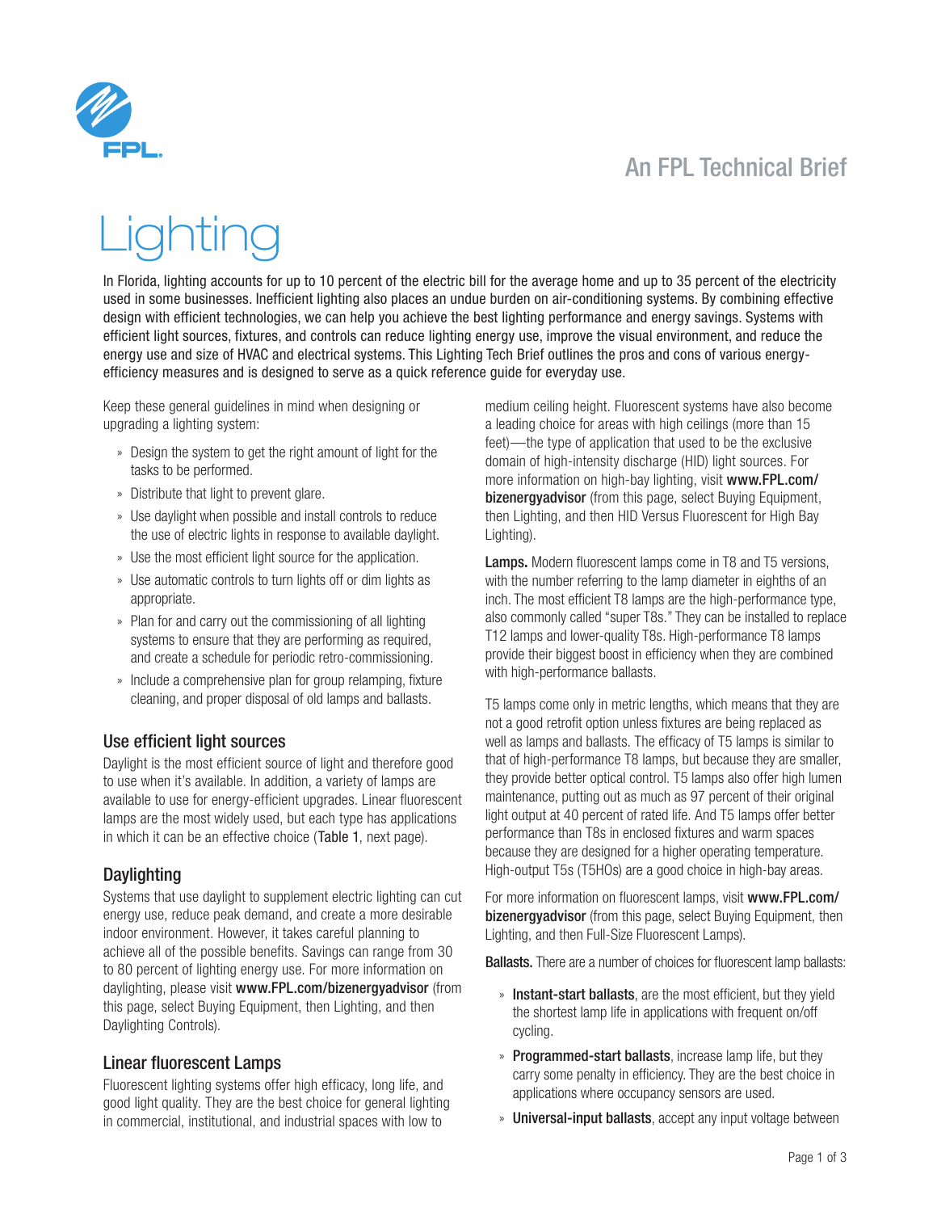An FPL Technical Brief

# Lighting

In Florida, lighting accounts for up to 10 percent of the electric bill for the average home and up to 35 percent of the electricity used in some businesses. Inefficient lighting also places an undue burden on air-conditioning systems. By combining effective design with efficient technologies, we can help you achieve the best lighting performance and energy savings. Systems with efficient light sources, fixtures, and controls can reduce lighting energy use, improve the visual environment, and reduce the energy use and size of HVAC and electrical systems. This Lighting Tech Brief outlines the pros and cons of various energy-efficiency measures and is designed to serve as a quick reference guide for everyday use.

Keep these general guidelines in mind when designing or upgrading a lighting system:

- Design the system to get the right amount of light for the tasks to be performed.
- Distribute that light to prevent glare.
- Use daylight when possible and install controls to reduce the use of electric lights in response to available daylight.
- Use the most efficient light source for the application.
- Use automatic controls to turn lights off or dim lights as appropriate.
- Plan for and carry out the commissioning of all lighting systems to ensure that they are performing as required, and create a schedule for periodic retro-commissioning.
- Include a comprehensive plan for group relamping, fixture cleaning, and proper disposal of old lamps and ballasts.

## Use efficient light sources

Daylight is the most efficient source of light and therefore good to use when it's available. In addition, a variety of lamps are available to use for energy-efficient upgrades. Linear fluorescent lamps are the most widely used, but each type has applications in which it can be an effective choice (Table 1, next page).

## Daylighting

Systems that use daylight to supplement electric lighting can cut energy use, reduce peak demand, and create a more desirable indoor environment. However, it takes careful planning to achieve all of the possible benefits. Savings can range from 30 to 80 percent of lighting energy use. For more information on daylighting, please visit www.FPL.com/bizenergyadvisor (from this page, select Buying Equipment, then Lighting, and then Daylighting Controls).

## Linear fluorescent Lamps

Fluorescent lighting systems offer high efficacy, long life, and good light quality. They are the best choice for general lighting in commercial, institutional, and industrial spaces with low to medium ceiling height. Fluorescent systems have also become a leading choice for areas with high ceilings (more than 15 feet)—the type of application that used to be the exclusive domain of high-intensity discharge (HID) light sources. For more information on high-bay lighting, visit www.FPL.com/bizenergyadvisor (from this page, select Buying Equipment, then Lighting, and then HID Versus Fluorescent for High Bay Lighting).

**Lamps.** Modern fluorescent lamps come in T8 and T5 versions, with the number referring to the lamp diameter in eighths of an inch. The most efficient T8 lamps are the high-performance type, also commonly called "super T8s." They can be installed to replace T12 lamps and lower-quality T8s. High-performance T8 lamps provide their biggest boost in efficiency when they are combined with high-performance ballasts.

T5 lamps come only in metric lengths, which means that they are not a good retrofit option unless fixtures are being replaced as well as lamps and ballasts. The efficacy of T5 lamps is similar to that of high-performance T8 lamps, but because they are smaller, they provide better optical control. T5 lamps also offer high lumen maintenance, putting out as much as 97 percent of their original light output at 40 percent of rated life. And T5 lamps offer better performance than T8s in enclosed fixtures and warm spaces because they are designed for a higher operating temperature. High-output T5s (T5HOs) are a good choice in high-bay areas.

For more information on fluorescent lamps, visit www.FPL.com/bizenergyadvisor (from this page, select Buying Equipment, then Lighting, and then Full-Size Fluorescent Lamps).

**Ballasts.** There are a number of choices for fluorescent lamp ballasts:

- **Instant-start ballasts**, are the most efficient, but they yield the shortest lamp life in applications with frequent on/off cycling.
- **Programmed-start ballasts**, increase lamp life, but they carry some penalty in efficiency. They are the best choice in applications where occupancy sensors are used.
- **Universal-input ballasts**, accept any input voltage between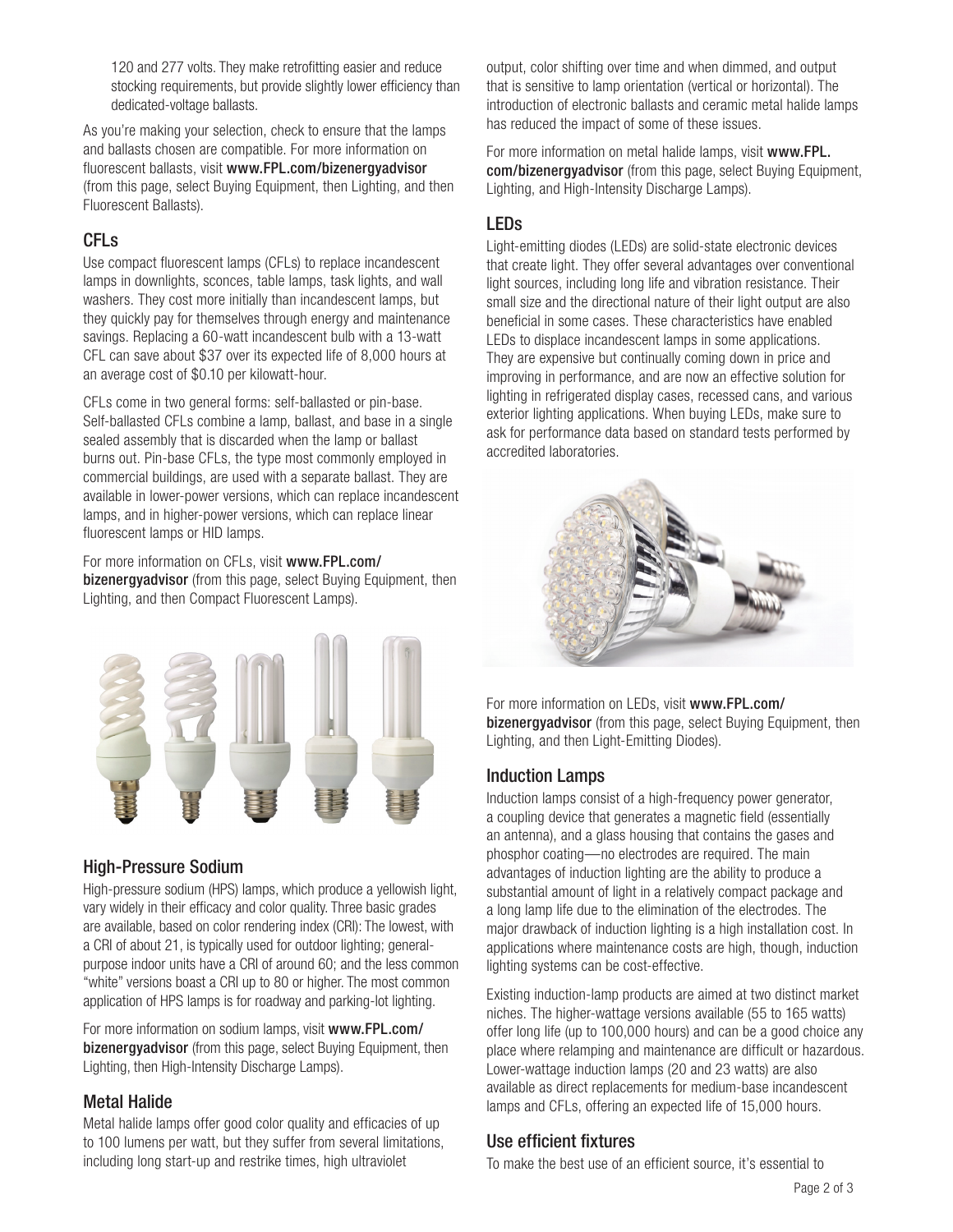120 and 277 volts. They make retrofitting easier and reduce stocking requirements, but provide slightly lower efficiency than dedicated-voltage ballasts.

As you're making your selection, check to ensure that the lamps and ballasts chosen are compatible. For more information on fluorescent ballasts, visit **www.FPL.com/bizenergyadvisor** (from this page, select Buying Equipment, then Lighting, and then Fluorescent Ballasts).

## CFLs

Use compact fluorescent lamps (CFLs) to replace incandescent lamps in downlights, sconces, table lamps, task lights, and wall washers. They cost more initially than incandescent lamps, but they quickly pay for themselves through energy and maintenance savings. Replacing a 60-watt incandescent bulb with a 13-watt CFL can save about $37 over its expected life of 8,000 hours at an average cost of $0.10 per kilowatt-hour.

CFLs come in two general forms: self-ballasted or pin-base. Self-ballasted CFLs combine a lamp, ballast, and base in a single sealed assembly that is discarded when the lamp or ballast burns out. Pin-base CFLs, the type most commonly employed in commercial buildings, are used with a separate ballast. They are available in lower-power versions, which can replace incandescent lamps, and in higher-power versions, which can replace linear fluorescent lamps or HID lamps.

For more information on CFLs, visit **www.FPL.com/bizenergyadvisor** (from this page, select Buying Equipment, then Lighting, and then Compact Fluorescent Lamps).

## High-Pressure Sodium

High-pressure sodium (HPS) lamps, which produce a yellowish light, vary widely in their efficacy and color quality. Three basic grades are available, based on color rendering index (CRI): The lowest, with a CRI of about 21, is typically used for outdoor lighting; general-purpose indoor units have a CRI of around 60; and the less common "white" versions boast a CRI up to 80 or higher. The most common application of HPS lamps is for roadway and parking-lot lighting.

For more information on sodium lamps, visit **www.FPL.com/bizenergyadvisor** (from this page, select Buying Equipment, then Lighting, then High-Intensity Discharge Lamps).

## Metal Halide

Metal halide lamps offer good color quality and efficacies of up to 100 lumens per watt, but they suffer from several limitations, including long start-up and restrike times, high ultraviolet output, color shifting over time and when dimmed, and output that is sensitive to lamp orientation (vertical or horizontal). The introduction of electronic ballasts and ceramic metal halide lamps has reduced the impact of some of these issues.

For more information on metal halide lamps, visit **www.FPL.com/bizenergyadvisor** (from this page, select Buying Equipment, Lighting, and High-Intensity Discharge Lamps).

## LEDs

Light-emitting diodes (LEDs) are solid-state electronic devices that create light. They offer several advantages over conventional light sources, including long life and vibration resistance. Their small size and the directional nature of their light output are also beneficial in some cases. These characteristics have enabled LEDs to displace incandescent lamps in some applications. They are expensive but continually coming down in price and improving in performance, and are now an effective solution for lighting in refrigerated display cases, recessed cans, and various exterior lighting applications. When buying LEDs, make sure to ask for performance data based on standard tests performed by accredited laboratories.

For more information on LEDs, visit **www.FPL.com/bizenergyadvisor** (from this page, select Buying Equipment, then Lighting, and then Light-Emitting Diodes).

## Induction Lamps

Induction lamps consist of a high-frequency power generator, a coupling device that generates a magnetic field (essentially an antenna), and a glass housing that contains the gases and phosphor coating—no electrodes are required. The main advantages of induction lighting are the ability to produce a substantial amount of light in a relatively compact package and a long lamp life due to the elimination of the electrodes. The major drawback of induction lighting is a high installation cost. In applications where maintenance costs are high, though, induction lighting systems can be cost-effective.

Existing induction-lamp products are aimed at two distinct market niches. The higher-wattage versions available (55 to 165 watts) offer long life (up to 100,000 hours) and can be a good choice any place where relamping and maintenance are difficult or hazardous. Lower-wattage induction lamps (20 and 23 watts) are also available as direct replacements for medium-base incandescent lamps and CFLs, offering an expected life of 15,000 hours.

## Use efficient fixtures

To make the best use of an efficient source, it's essential to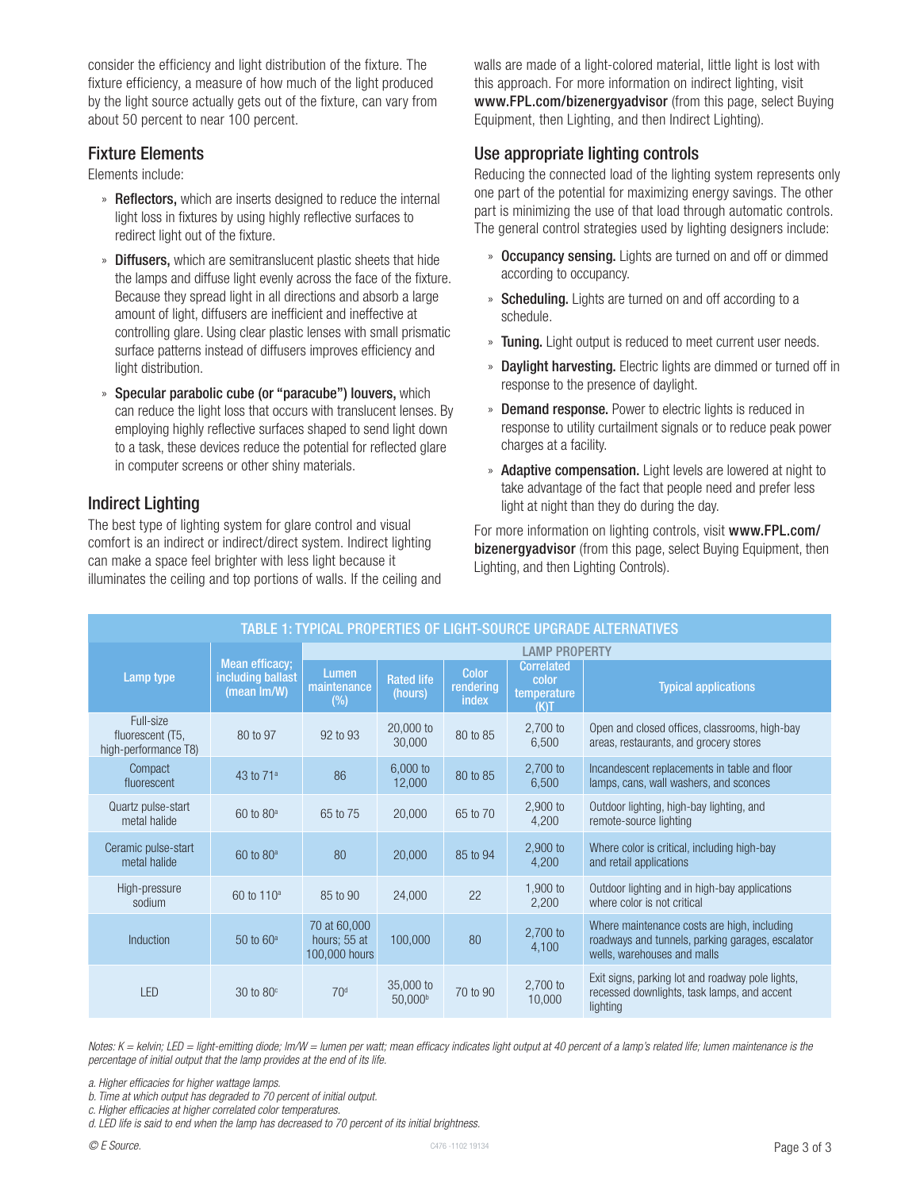consider the efficiency and light distribution of the fixture. The fixture efficiency, a measure of how much of the light produced by the light source actually gets out of the fixture, can vary from about 50 percent to near 100 percent.

### Fixture Elements

Elements include:

- **Reflectors,** which are inserts designed to reduce the internal light loss in fixtures by using highly reflective surfaces to redirect light out of the fixture.
- **Diffusers,** which are semitranslucent plastic sheets that hide the lamps and diffuse light evenly across the face of the fixture. Because they spread light in all directions and absorb a large amount of light, diffusers are inefficient and ineffective at controlling glare. Using clear plastic lenses with small prismatic surface patterns instead of diffusers improves efficiency and light distribution.
- **Specular parabolic cube (or "paracube") louvers,** which can reduce the light loss that occurs with translucent lenses. By employing highly reflective surfaces shaped to send light down to a task, these devices reduce the potential for reflected glare in computer screens or other shiny materials.

### Indirect Lighting

The best type of lighting system for glare control and visual comfort is an indirect or indirect/direct system. Indirect lighting can make a space feel brighter with less light because it illuminates the ceiling and top portions of walls. If the ceiling and walls are made of a light-colored material, little light is lost with this approach. For more information on indirect lighting, visit **www.FPL.com/bizenergyadvisor** (from this page, select Buying Equipment, then Lighting, and then Indirect Lighting).

## Use appropriate lighting controls

Reducing the connected load of the lighting system represents only one part of the potential for maximizing energy savings. The other part is minimizing the use of that load through automatic controls. The general control strategies used by lighting designers include:

- **Occupancy sensing.** Lights are turned on and off or dimmed according to occupancy.
- **Scheduling.** Lights are turned on and off according to a schedule.
- **Tuning.** Light output is reduced to meet current user needs.
- **Daylight harvesting.** Electric lights are dimmed or turned off in response to the presence of daylight.
- **Demand response.** Power to electric lights is reduced in response to utility curtailment signals or to reduce peak power charges at a facility.
- **Adaptive compensation.** Light levels are lowered at night to take advantage of the fact that people need and prefer less light at night than they do during the day.

For more information on lighting controls, visit **www.FPL.com/bizenergyadvisor** (from this page, select Buying Equipment, then Lighting, and then Lighting Controls).

**TABLE 1: TYPICAL PROPERTIES OF LIGHT-SOURCE UPGRADE ALTERNATIVES**

| Lamp type | Mean efficacy; including ballast (mean lm/W) | LAMP PROPERTY | | | | |
|---|---|---|---|---|---|---|
| | | Lumen maintenance (%) | Rated life (hours) | Color rendering index | Correlated color temperature (K)T | Typical applications |
| Full-size fluorescent (T5, high-performance T8) | 80 to 97 | 92 to 93 | 20,000 to 30,000 | 80 to 85 | 2,700 to 6,500 | Open and closed offices, classrooms, high-bay areas, restaurants, and grocery stores |
| Compact fluorescent | 43 to 71[a] | 86 | 6,000 to 12,000 | 80 to 85 | 2,700 to 6,500 | Incandescent replacements in table and floor lamps, cans, wall washers, and sconces |
| Quartz pulse-start metal halide | 60 to 80[a] | 65 to 75 | 20,000 | 65 to 70 | 2,900 to 4,200 | Outdoor lighting, high-bay lighting, and remote-source lighting |
| Ceramic pulse-start metal halide | 60 to 80[a] | 80 | 20,000 | 85 to 94 | 2,900 to 4,200 | Where color is critical, including high-bay and retail applications |
| High-pressure sodium | 60 to 110[a] | 85 to 90 | 24,000 | 22 | 1,900 to 2,200 | Outdoor lighting and in high-bay applications where color is not critical |
| Induction | 50 to 60[a] | 70 at 60,000 hours; 55 at 100,000 hours | 100,000 | 80 | 2,700 to 4,100 | Where maintenance costs are high, including roadways and tunnels, parking garages, escalator wells, warehouses and malls |
| LED | 30 to 80[c] | 70[d] | 35,000 to 50,000[b] | 70 to 90 | 2,700 to 10,000 | Exit signs, parking lot and roadway pole lights, recessed downlights, task lamps, and accent lighting |

*Notes: K = kelvin; LED = light-emitting diode; lm/W = lumen per watt; mean efficacy indicates light output at 40 percent of a lamp's related life; lumen maintenance is the percentage of initial output that the lamp provides at the end of its life.*

*a. Higher efficacies for higher wattage lamps.*
*b. Time at which output has degraded to 70 percent of initial output.*
*c. Higher efficacies at higher correlated color temperatures.*
*d. LED life is said to end when the lamp has decreased to 70 percent of its initial brightness.*

*© E Source.*

C476 -1102 19134